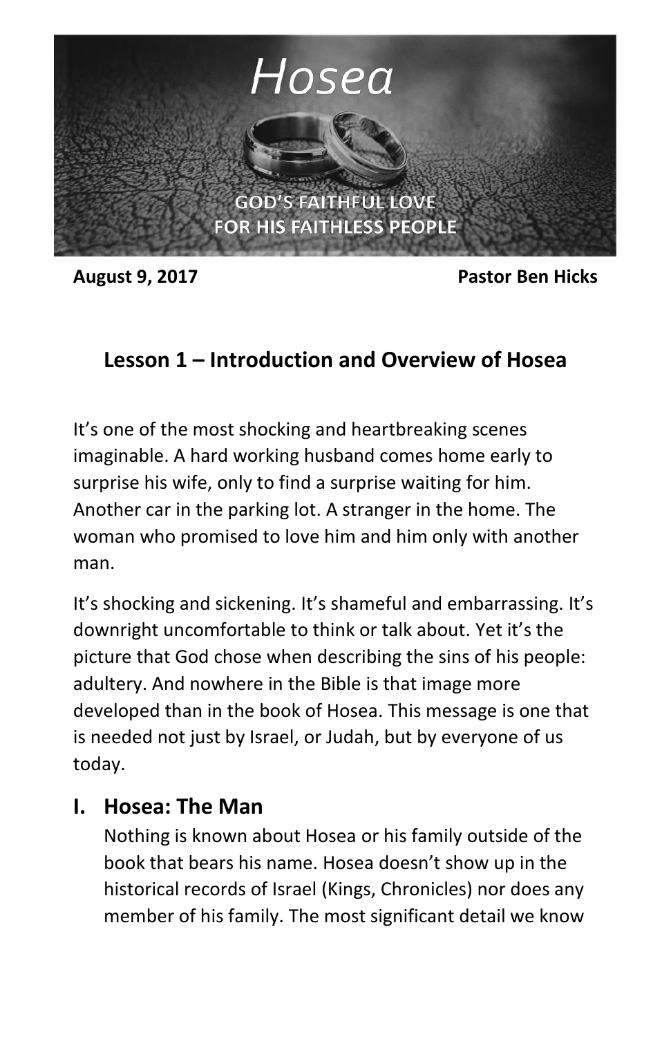# Hosea

GOD'S FAITHFUL LOVE
FOR HIS FAITHLESS PEOPLE

**August 9, 2017** **Pastor Ben Hicks**

## Lesson 1 – Introduction and Overview of Hosea

It's one of the most shocking and heartbreaking scenes imaginable. A hard working husband comes home early to surprise his wife, only to find a surprise waiting for him. Another car in the parking lot. A stranger in the home. The woman who promised to love him and him only with another man.

It's shocking and sickening. It's shameful and embarrassing. It's downright uncomfortable to think or talk about. Yet it's the picture that God chose when describing the sins of his people: adultery. And nowhere in the Bible is that image more developed than in the book of Hosea. This message is one that is needed not just by Israel, or Judah, but by everyone of us today.

## I. Hosea: The Man

Nothing is known about Hosea or his family outside of the book that bears his name. Hosea doesn't show up in the historical records of Israel (Kings, Chronicles) nor does any member of his family. The most significant detail we know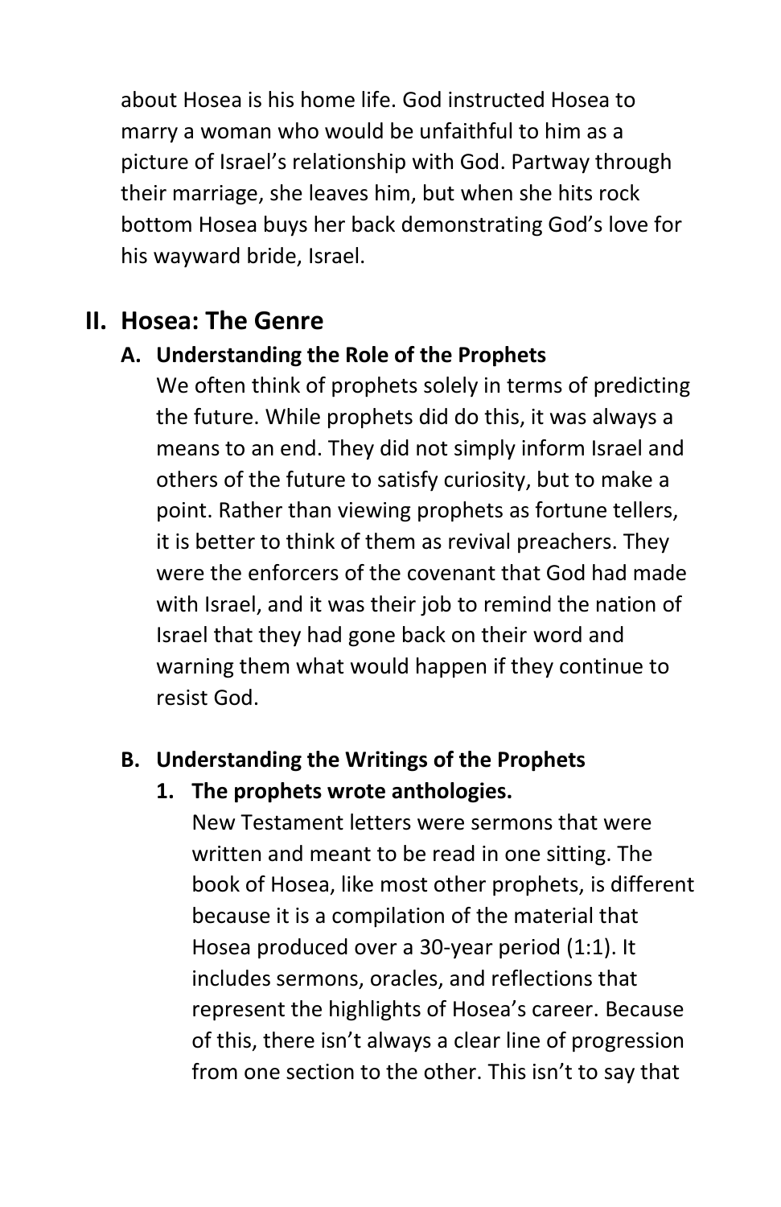about Hosea is his home life. God instructed Hosea to marry a woman who would be unfaithful to him as a picture of Israel's relationship with God. Partway through their marriage, she leaves him, but when she hits rock bottom Hosea buys her back demonstrating God's love for his wayward bride, Israel.

## II. Hosea: The Genre

### A. Understanding the Role of the Prophets

We often think of prophets solely in terms of predicting the future. While prophets did do this, it was always a means to an end. They did not simply inform Israel and others of the future to satisfy curiosity, but to make a point. Rather than viewing prophets as fortune tellers, it is better to think of them as revival preachers. They were the enforcers of the covenant that God had made with Israel, and it was their job to remind the nation of Israel that they had gone back on their word and warning them what would happen if they continue to resist God.

### B. Understanding the Writings of the Prophets

#### 1. The prophets wrote anthologies.

New Testament letters were sermons that were written and meant to be read in one sitting. The book of Hosea, like most other prophets, is different because it is a compilation of the material that Hosea produced over a 30-year period (1:1). It includes sermons, oracles, and reflections that represent the highlights of Hosea's career. Because of this, there isn't always a clear line of progression from one section to the other. This isn't to say that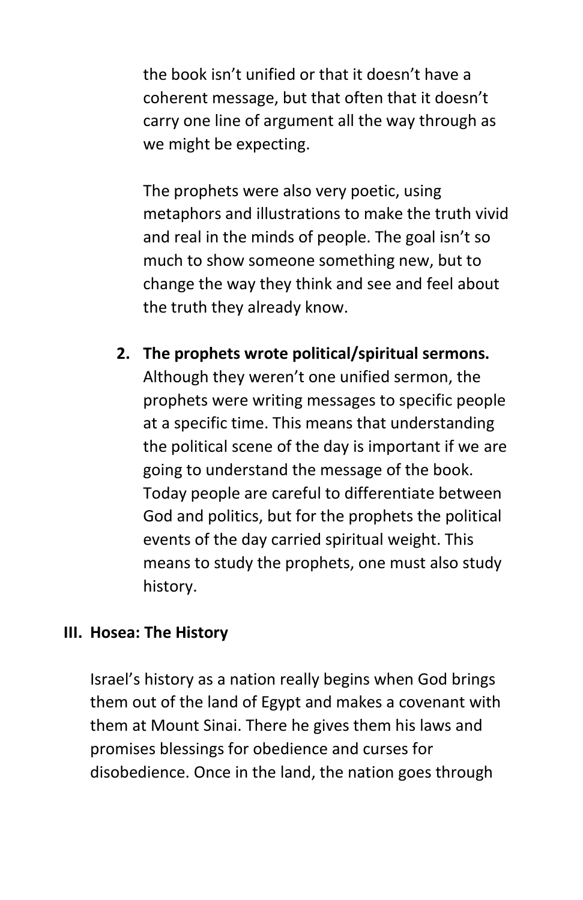the book isn’t unified or that it doesn’t have a coherent message, but that often that it doesn’t carry one line of argument all the way through as we might be expecting.

The prophets were also very poetic, using metaphors and illustrations to make the truth vivid and real in the minds of people. The goal isn’t so much to show someone something new, but to change the way they think and see and feel about the truth they already know.

2. **The prophets wrote political/spiritual sermons.** Although they weren’t one unified sermon, the prophets were writing messages to specific people at a specific time. This means that understanding the political scene of the day is important if we are going to understand the message of the book. Today people are careful to differentiate between God and politics, but for the prophets the political events of the day carried spiritual weight. This means to study the prophets, one must also study history.

## III. Hosea: The History

Israel’s history as a nation really begins when God brings them out of the land of Egypt and makes a covenant with them at Mount Sinai. There he gives them his laws and promises blessings for obedience and curses for disobedience. Once in the land, the nation goes through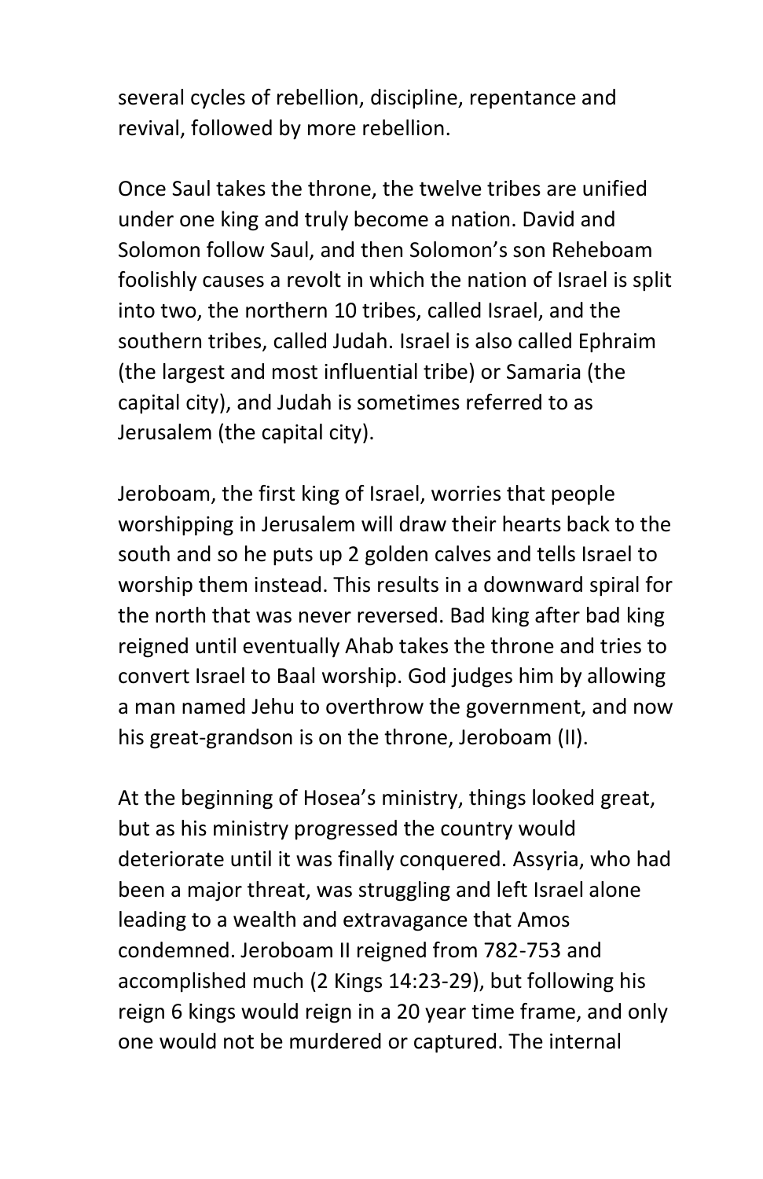several cycles of rebellion, discipline, repentance and revival, followed by more rebellion.

Once Saul takes the throne, the twelve tribes are unified under one king and truly become a nation. David and Solomon follow Saul, and then Solomon's son Reheboam foolishly causes a revolt in which the nation of Israel is split into two, the northern 10 tribes, called Israel, and the southern tribes, called Judah. Israel is also called Ephraim (the largest and most influential tribe) or Samaria (the capital city), and Judah is sometimes referred to as Jerusalem (the capital city).

Jeroboam, the first king of Israel, worries that people worshipping in Jerusalem will draw their hearts back to the south and so he puts up 2 golden calves and tells Israel to worship them instead. This results in a downward spiral for the north that was never reversed. Bad king after bad king reigned until eventually Ahab takes the throne and tries to convert Israel to Baal worship. God judges him by allowing a man named Jehu to overthrow the government, and now his great-grandson is on the throne, Jeroboam (II).

At the beginning of Hosea's ministry, things looked great, but as his ministry progressed the country would deteriorate until it was finally conquered. Assyria, who had been a major threat, was struggling and left Israel alone leading to a wealth and extravagance that Amos condemned. Jeroboam II reigned from 782-753 and accomplished much (2 Kings 14:23-29), but following his reign 6 kings would reign in a 20 year time frame, and only one would not be murdered or captured. The internal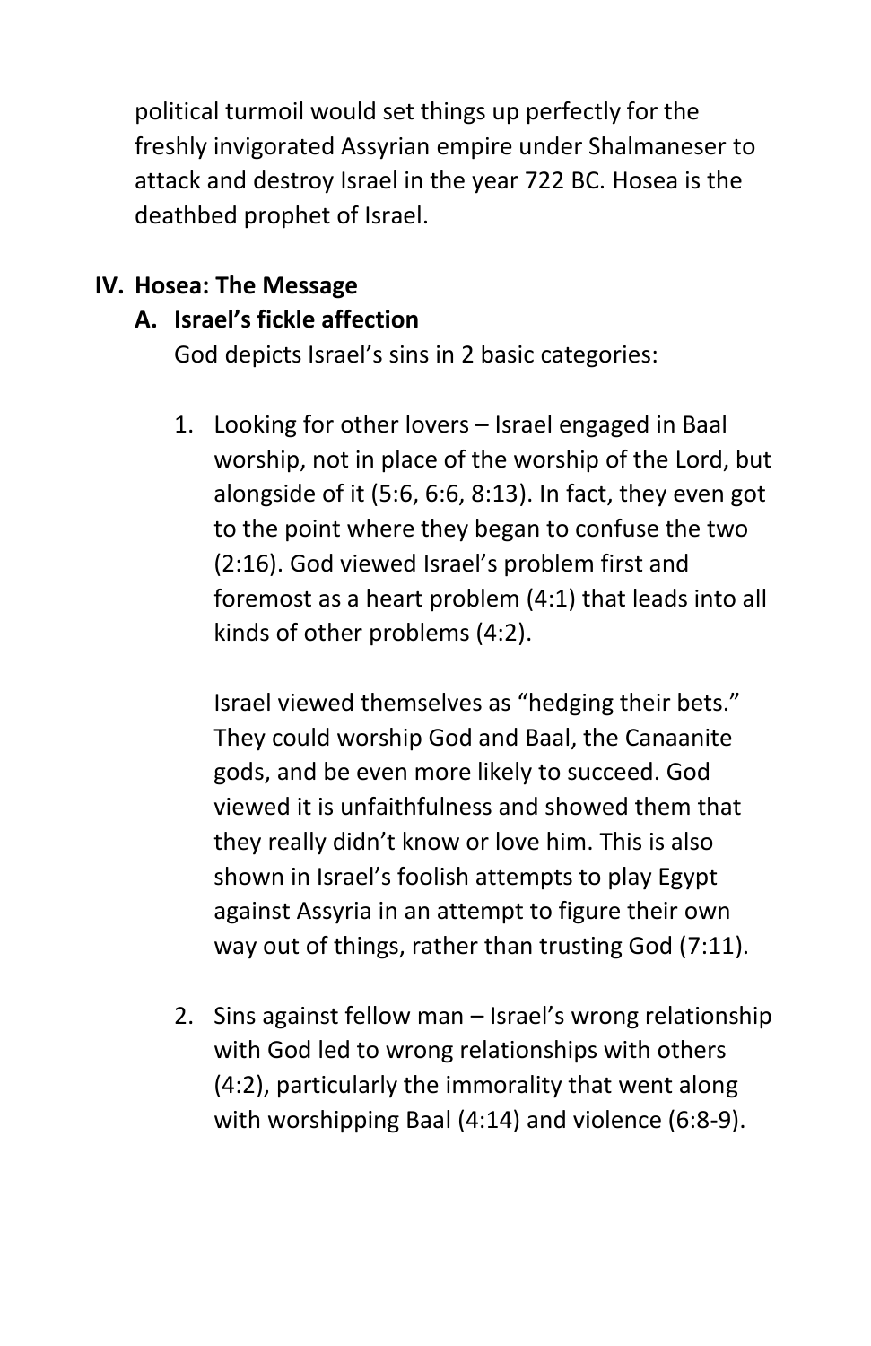political turmoil would set things up perfectly for the freshly invigorated Assyrian empire under Shalmaneser to attack and destroy Israel in the year 722 BC. Hosea is the deathbed prophet of Israel.

## IV. Hosea: The Message

### A. Israel's fickle affection

God depicts Israel's sins in 2 basic categories:

1. Looking for other lovers – Israel engaged in Baal worship, not in place of the worship of the Lord, but alongside of it (5:6, 6:6, 8:13). In fact, they even got to the point where they began to confuse the two (2:16). God viewed Israel's problem first and foremost as a heart problem (4:1) that leads into all kinds of other problems (4:2).

   Israel viewed themselves as "hedging their bets." They could worship God and Baal, the Canaanite gods, and be even more likely to succeed. God viewed it is unfaithfulness and showed them that they really didn't know or love him. This is also shown in Israel's foolish attempts to play Egypt against Assyria in an attempt to figure their own way out of things, rather than trusting God (7:11).

2. Sins against fellow man – Israel's wrong relationship with God led to wrong relationships with others (4:2), particularly the immorality that went along with worshipping Baal (4:14) and violence (6:8-9).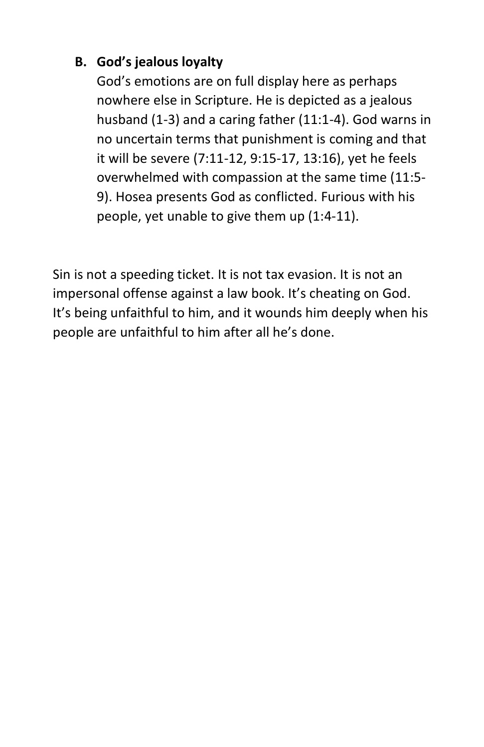B. **God's jealous loyalty**

   God's emotions are on full display here as perhaps nowhere else in Scripture. He is depicted as a jealous husband (1-3) and a caring father (11:1-4). God warns in no uncertain terms that punishment is coming and that it will be severe (7:11-12, 9:15-17, 13:16), yet he feels overwhelmed with compassion at the same time (11:5-9). Hosea presents God as conflicted. Furious with his people, yet unable to give them up (1:4-11).

Sin is not a speeding ticket. It is not tax evasion. It is not an impersonal offense against a law book. It's cheating on God. It's being unfaithful to him, and it wounds him deeply when his people are unfaithful to him after all he's done.